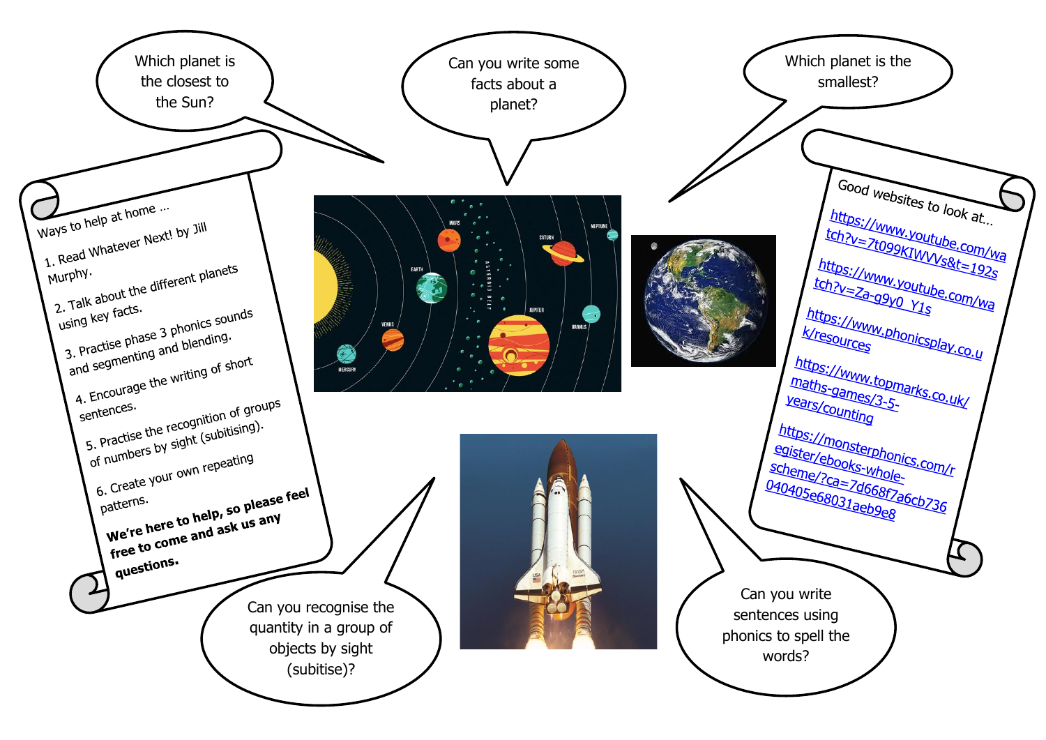Which planet is the closest to the Sun?

Can you write some facts about a planet?

Which planet is the smallest?

## Ways to help at home …

1. Read Whatever Next! by Jill Murphy.
2. Talk about the different planets using key facts.
3. Practise phase 3 phonics sounds and segmenting and blending.
4. Encourage the writing of short sentences.
5. Practise the recognition of groups of numbers by sight (subitising).
6. Create your own repeating patterns.

**We're here to help, so please feel free to come and ask us any questions.**

## Good websites to look at…

https://www.youtube.com/watch?v=7t099KIWVVs&t=192s

https://www.youtube.com/watch?v=Za-g9y0_Y1s

https://www.phonicsplay.co.uk/resources

https://www.topmarks.co.uk/maths-games/3-5-years/counting

https://monsterphonics.com/register/ebooks-whole-scheme/?ca=7d668f7a6cb736040405e68031aeb9e8

Can you recognise the quantity in a group of objects by sight (subitise)?

Can you write sentences using phonics to spell the words?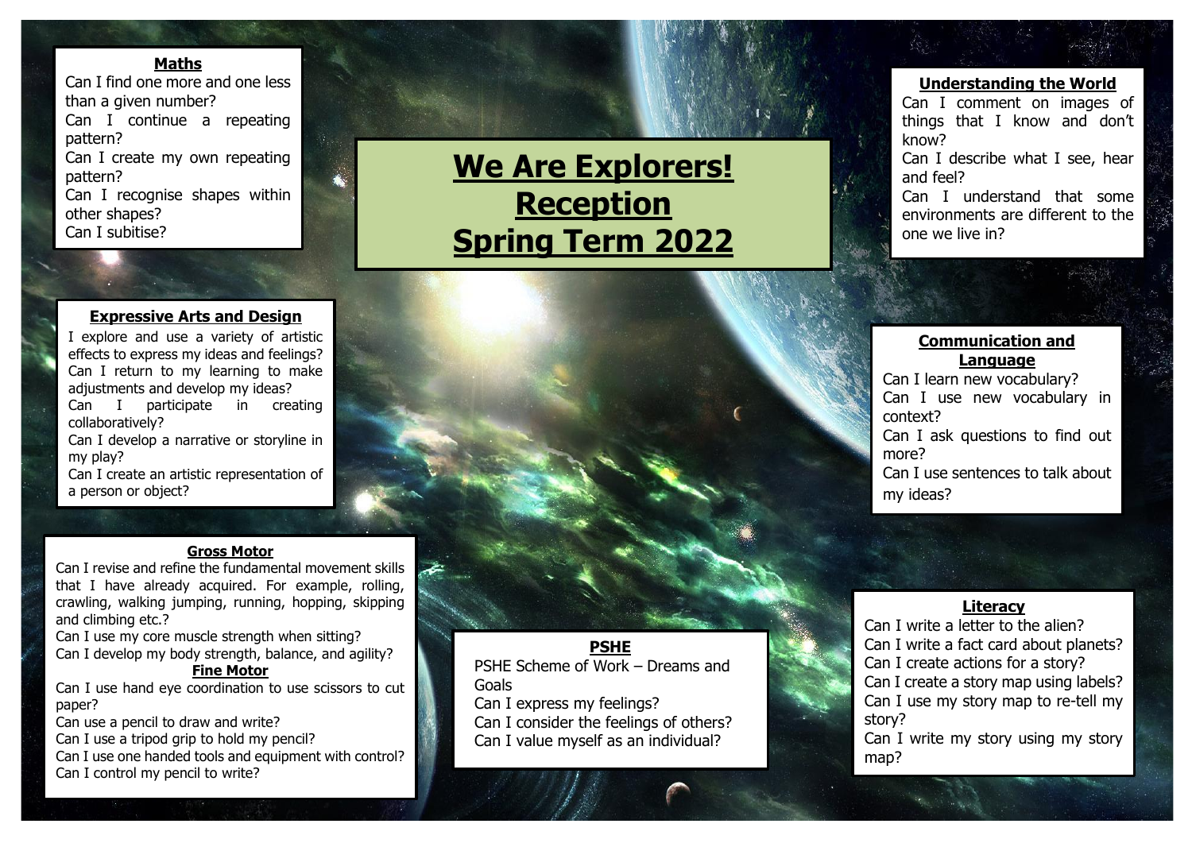# We Are Explorers! Reception Spring Term 2022

## Maths

Can I find one more and one less than a given number?
Can I continue a repeating pattern?
Can I create my own repeating pattern?
Can I recognise shapes within other shapes?
Can I subitise?

## Understanding the World

Can I comment on images of things that I know and don't know?
Can I describe what I see, hear and feel?
Can I understand that some environments are different to the one we live in?

## Expressive Arts and Design

I explore and use a variety of artistic effects to express my ideas and feelings?
Can I return to my learning to make adjustments and develop my ideas?
Can I participate in creating collaboratively?
Can I develop a narrative or storyline in my play?
Can I create an artistic representation of a person or object?

## Communication and Language

Can I learn new vocabulary?
Can I use new vocabulary in context?
Can I ask questions to find out more?
Can I use sentences to talk about my ideas?

## Gross Motor

Can I revise and refine the fundamental movement skills that I have already acquired. For example, rolling, crawling, walking jumping, running, hopping, skipping and climbing etc.?
Can I use my core muscle strength when sitting?
Can I develop my body strength, balance, and agility?

## Fine Motor

Can I use hand eye coordination to use scissors to cut paper?
Can use a pencil to draw and write?
Can I use a tripod grip to hold my pencil?
Can I use one handed tools and equipment with control?
Can I control my pencil to write?

## PSHE

PSHE Scheme of Work – Dreams and Goals
Can I express my feelings?
Can I consider the feelings of others?
Can I value myself as an individual?

## Literacy

Can I write a letter to the alien?
Can I write a fact card about planets?
Can I create actions for a story?
Can I create a story map using labels?
Can I use my story map to re-tell my story?
Can I write my story using my story map?